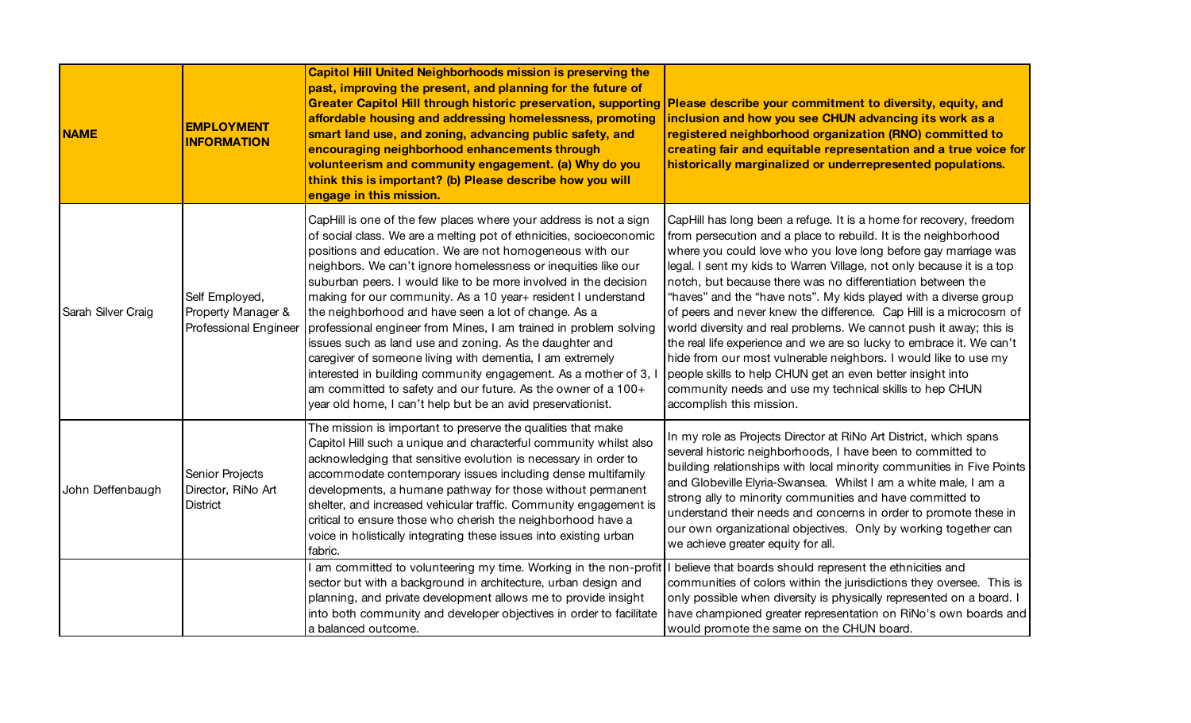| NAME | EMPLOYMENT INFORMATION | Capitol Hill United Neighborhoods mission is preserving the past, improving the present, and planning for the future of Greater Capitol Hill through historic preservation, supporting affordable housing and addressing homelessness, promoting smart land use, and zoning, advancing public safety, and encouraging neighborhood enhancements through volunteerism and community engagement. (a) Why do you think this is important? (b) Please describe how you will engage in this mission. | Please describe your commitment to diversity, equity, and inclusion and how you see CHUN advancing its work as a registered neighborhood organization (RNO) committed to creating fair and equitable representation and a true voice for historically marginalized or underrepresented populations. |
| --- | --- | --- | --- |
| Sarah Silver Craig | Self Employed, Property Manager & Professional Engineer | CapHill is one of the few places where your address is not a sign of social class. We are a melting pot of ethnicities, socioeconomic positions and education. We are not homogeneous with our neighbors. We can't ignore homelessness or inequities like our suburban peers. I would like to be more involved in the decision making for our community. As a 10 year+ resident I understand the neighborhood and have seen a lot of change. As a professional engineer from Mines, I am trained in problem solving issues such as land use and zoning. As the daughter and caregiver of someone living with dementia, I am extremely interested in building community engagement. As a mother of 3, I am committed to safety and our future. As the owner of a 100+ year old home, I can't help but be an avid preservationist. | CapHill has long been a refuge. It is a home for recovery, freedom from persecution and a place to rebuild. It is the neighborhood where you could love who you love long before gay marriage was legal. I sent my kids to Warren Village, not only because it is a top notch, but because there was no differentiation between the "haves" and the "have nots". My kids played with a diverse group of peers and never knew the difference. Cap Hill is a microcosm of world diversity and real problems. We cannot push it away; this is the real life experience and we are so lucky to embrace it. We can't hide from our most vulnerable neighbors. I would like to use my people skills to help CHUN get an even better insight into community needs and use my technical skills to hep CHUN accomplish this mission. |
| John Deffenbaugh | Senior Projects Director, RiNo Art District | The mission is important to preserve the qualities that make Capitol Hill such a unique and characterful community whilst also acknowledging that sensitive evolution is necessary in order to accommodate contemporary issues including dense multifamily developments, a humane pathway for those without permanent shelter, and increased vehicular traffic. Community engagement is critical to ensure those who cherish the neighborhood have a voice in holistically integrating these issues into existing urban fabric. | In my role as Projects Director at RiNo Art District, which spans several historic neighborhoods, I have been to committed to building relationships with local minority communities in Five Points and Globeville Elyria-Swansea. Whilst I am a white male, I am a strong ally to minority communities and have committed to understand their needs and concerns in order to promote these in our own organizational objectives. Only by working together can we achieve greater equity for all. |
| | | I am committed to volunteering my time. Working in the non-profit sector but with a background in architecture, urban design and planning, and private development allows me to provide insight into both community and developer objectives in order to facilitate a balanced outcome. | I believe that boards should represent the ethnicities and communities of colors within the jurisdictions they oversee. This is only possible when diversity is physically represented on a board. I have championed greater representation on RiNo's own boards and would promote the same on the CHUN board. |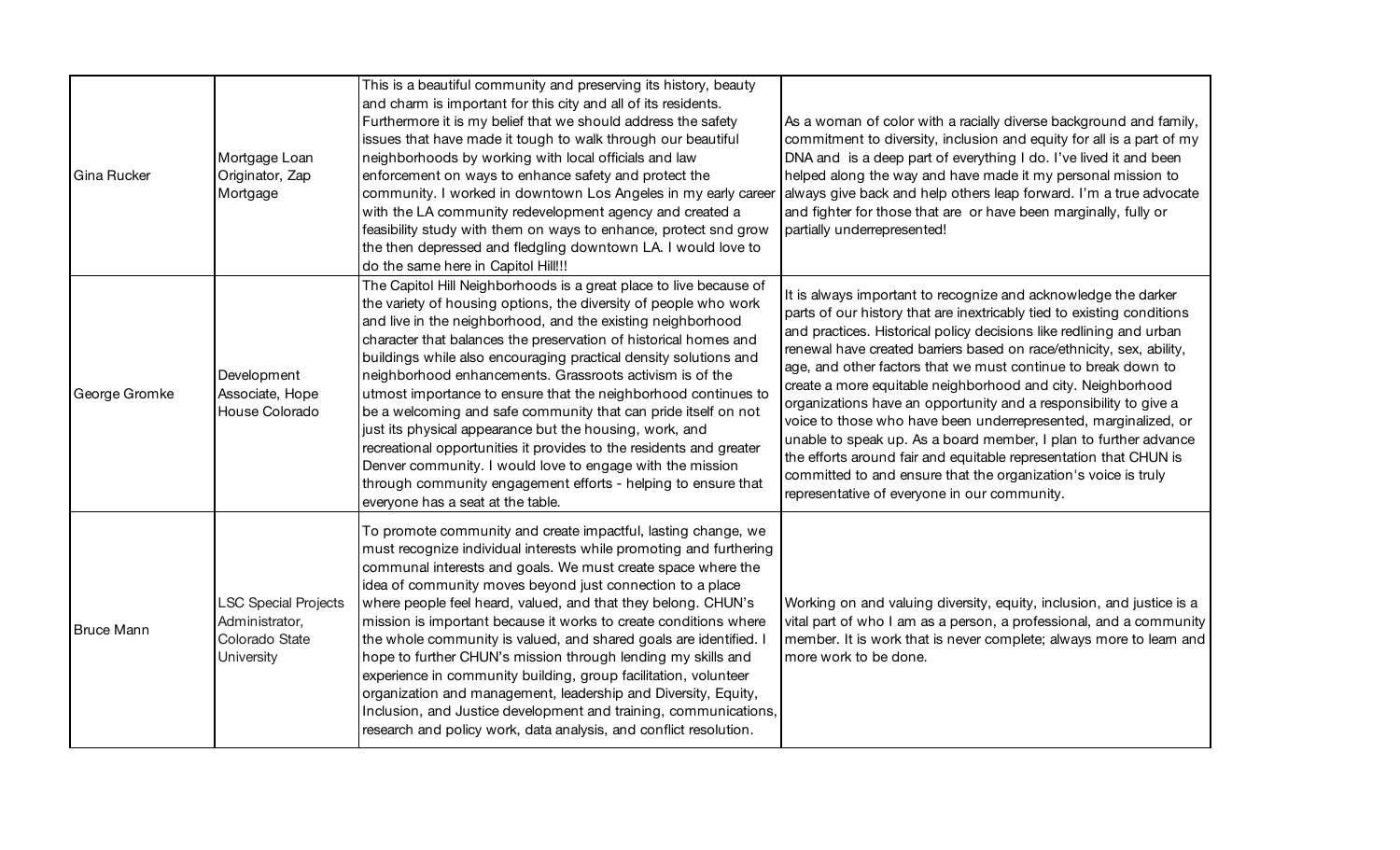| | | | |
|---|---|---|---|
| Gina Rucker | Mortgage Loan Originator, Zap Mortgage | This is a beautiful community and preserving its history, beauty and charm is important for this city and all of its residents. Furthermore it is my belief that we should address the safety issues that have made it tough to walk through our beautiful neighborhoods by working with local officials and law enforcement on ways to enhance safety and protect the community. I worked in downtown Los Angeles in my early career with the LA community redevelopment agency and created a feasibility study with them on ways to enhance, protect snd grow the then depressed and fledgling downtown LA. I would love to do the same here in Capitol Hill!!! | As a woman of color with a racially diverse background and family, commitment to diversity, inclusion and equity for all is a part of my DNA and is a deep part of everything I do. I've lived it and been helped along the way and have made it my personal mission to always give back and help others leap forward. I'm a true advocate and fighter for those that are or have been marginally, fully or partially underrepresented! |
| George Gromke | Development Associate, Hope House Colorado | The Capitol Hill Neighborhoods is a great place to live because of the variety of housing options, the diversity of people who work and live in the neighborhood, and the existing neighborhood character that balances the preservation of historical homes and buildings while also encouraging practical density solutions and neighborhood enhancements. Grassroots activism is of the utmost importance to ensure that the neighborhood continues to be a welcoming and safe community that can pride itself on not just its physical appearance but the housing, work, and recreational opportunities it provides to the residents and greater Denver community. I would love to engage with the mission through community engagement efforts - helping to ensure that everyone has a seat at the table. | It is always important to recognize and acknowledge the darker parts of our history that are inextricably tied to existing conditions and practices. Historical policy decisions like redlining and urban renewal have created barriers based on race/ethnicity, sex, ability, age, and other factors that we must continue to break down to create a more equitable neighborhood and city. Neighborhood organizations have an opportunity and a responsibility to give a voice to those who have been underrepresented, marginalized, or unable to speak up. As a board member, I plan to further advance the efforts around fair and equitable representation that CHUN is committed to and ensure that the organization's voice is truly representative of everyone in our community. |
| Bruce Mann | LSC Special Projects Administrator, Colorado State University | To promote community and create impactful, lasting change, we must recognize individual interests while promoting and furthering communal interests and goals. We must create space where the idea of community moves beyond just connection to a place where people feel heard, valued, and that they belong. CHUN's mission is important because it works to create conditions where the whole community is valued, and shared goals are identified. I hope to further CHUN's mission through lending my skills and experience in community building, group facilitation, volunteer organization and management, leadership and Diversity, Equity, Inclusion, and Justice development and training, communications, research and policy work, data analysis, and conflict resolution. | Working on and valuing diversity, equity, inclusion, and justice is a vital part of who I am as a person, a professional, and a community member. It is work that is never complete; always more to learn and more work to be done. |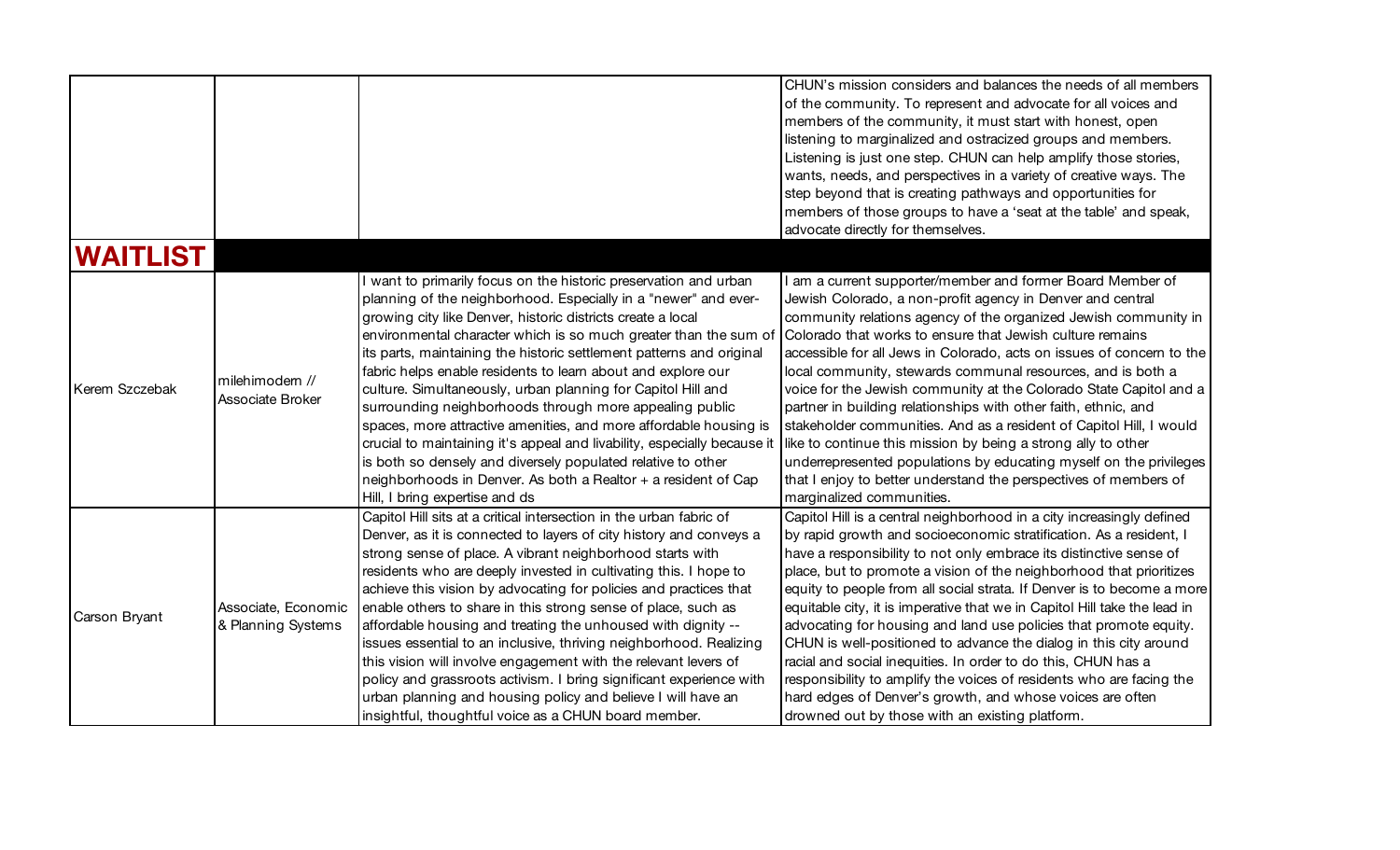| | | | |
|---|---|---|---|
| | | | CHUN's mission considers and balances the needs of all members of the community. To represent and advocate for all voices and members of the community, it must start with honest, open listening to marginalized and ostracized groups and members. Listening is just one step. CHUN can help amplify those stories, wants, needs, and perspectives in a variety of creative ways. The step beyond that is creating pathways and opportunities for members of those groups to have a 'seat at the table' and speak, advocate directly for themselves. |
| **WAITLIST** | | | |
| Kerem Szczebak | milehimodern // Associate Broker | I want to primarily focus on the historic preservation and urban planning of the neighborhood. Especially in a "newer" and ever-growing city like Denver, historic districts create a local environmental character which is so much greater than the sum of its parts, maintaining the historic settlement patterns and original fabric helps enable residents to learn about and explore our culture. Simultaneously, urban planning for Capitol Hill and surrounding neighborhoods through more appealing public spaces, more attractive amenities, and more affordable housing is crucial to maintaining it's appeal and livability, especially because it is both so densely and diversely populated relative to other neighborhoods in Denver. As both a Realtor + a resident of Cap Hill, I bring expertise and ds | I am a current supporter/member and former Board Member of Jewish Colorado, a non-profit agency in Denver and central community relations agency of the organized Jewish community in Colorado that works to ensure that Jewish culture remains accessible for all Jews in Colorado, acts on issues of concern to the local community, stewards communal resources, and is both a voice for the Jewish community at the Colorado State Capitol and a partner in building relationships with other faith, ethnic, and stakeholder communities. And as a resident of Capitol Hill, I would like to continue this mission by being a strong ally to other underrepresented populations by educating myself on the privileges that I enjoy to better understand the perspectives of members of marginalized communities. |
| Carson Bryant | Associate, Economic & Planning Systems | Capitol Hill sits at a critical intersection in the urban fabric of Denver, as it is connected to layers of city history and conveys a strong sense of place. A vibrant neighborhood starts with residents who are deeply invested in cultivating this. I hope to achieve this vision by advocating for policies and practices that enable others to share in this strong sense of place, such as affordable housing and treating the unhoused with dignity -- issues essential to an inclusive, thriving neighborhood. Realizing this vision will involve engagement with the relevant levers of policy and grassroots activism. I bring significant experience with urban planning and housing policy and believe I will have an insightful, thoughtful voice as a CHUN board member. | Capitol Hill is a central neighborhood in a city increasingly defined by rapid growth and socioeconomic stratification. As a resident, I have a responsibility to not only embrace its distinctive sense of place, but to promote a vision of the neighborhood that prioritizes equity to people from all social strata. If Denver is to become a more equitable city, it is imperative that we in Capitol Hill take the lead in advocating for housing and land use policies that promote equity. CHUN is well-positioned to advance the dialog in this city around racial and social inequities. In order to do this, CHUN has a responsibility to amplify the voices of residents who are facing the hard edges of Denver's growth, and whose voices are often drowned out by those with an existing platform. |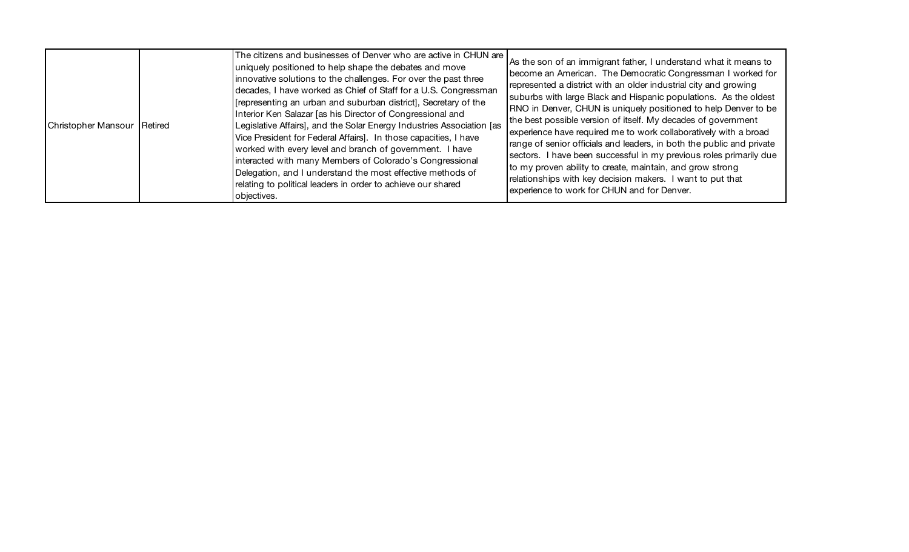| | | | |
|---|---|---|---|
| Christopher Mansour | Retired | The citizens and businesses of Denver who are active in CHUN are uniquely positioned to help shape the debates and move innovative solutions to the challenges. For over the past three decades, I have worked as Chief of Staff for a U.S. Congressman [representing an urban and suburban district], Secretary of the Interior Ken Salazar [as his Director of Congressional and Legislative Affairs], and the Solar Energy Industries Association [as Vice President for Federal Affairs]. In those capacities, I have worked with every level and branch of government. I have interacted with many Members of Colorado's Congressional Delegation, and I understand the most effective methods of relating to political leaders in order to achieve our shared objectives. | As the son of an immigrant father, I understand what it means to become an American. The Democratic Congressman I worked for represented a district with an older industrial city and growing suburbs with large Black and Hispanic populations. As the oldest RNO in Denver, CHUN is uniquely positioned to help Denver to be the best possible version of itself. My decades of government experience have required me to work collaboratively with a broad range of senior officials and leaders, in both the public and private sectors. I have been successful in my previous roles primarily due to my proven ability to create, maintain, and grow strong relationships with key decision makers. I want to put that experience to work for CHUN and for Denver. |